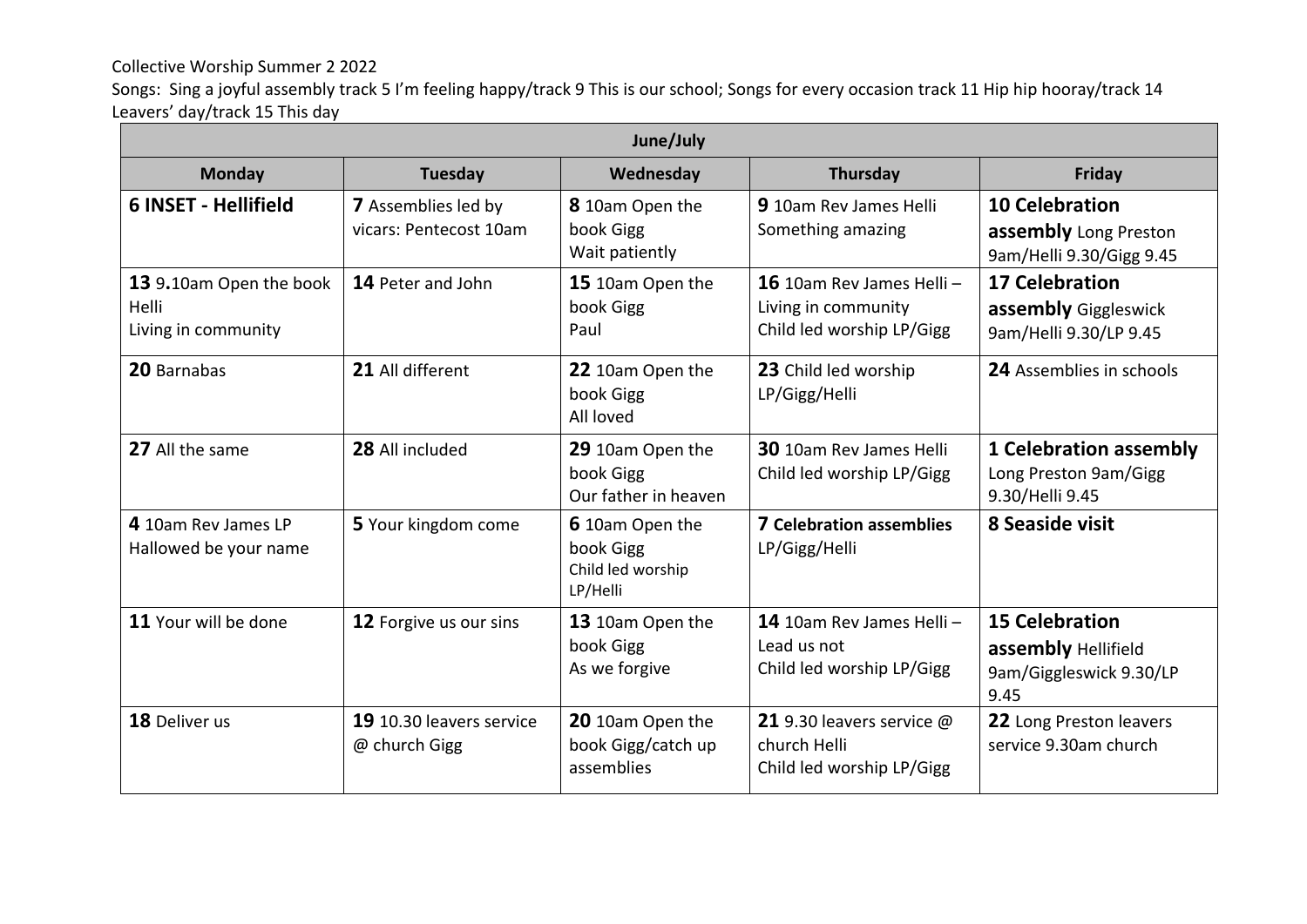Collective Worship Summer 2 2022

Songs: Sing a joyful assembly track 5 I'm feeling happy/track 9 This is our school; Songs for every occasion track 11 Hip hip hooray/track 14 Leavers' day/track 15 This day

| June/July | | | | |
|---|---|---|---|---|
| **Monday** | **Tuesday** | **Wednesday** | **Thursday** | **Friday** |
| **6 INSET - Hellifield** | **7** Assemblies led by vicars: Pentecost 10am | **8** 10am Open the book Gigg<br>Wait patiently | **9** 10am Rev James Helli<br>Something amazing | **10 Celebration assembly** Long Preston 9am/Helli 9.30/Gigg 9.45 |
| **13** 9**.**10am Open the book Helli<br>Living in community | **14** Peter and John | **15** 10am Open the book Gigg<br>Paul | **16** 10am Rev James Helli –<br>Living in community<br>Child led worship LP/Gigg | **17 Celebration assembly** Giggleswick 9am/Helli 9.30/LP 9.45 |
| **20** Barnabas | **21** All different | **22** 10am Open the book Gigg<br>All loved | **23** Child led worship LP/Gigg/Helli | **24** Assemblies in schools |
| **27** All the same | **28** All included | **29** 10am Open the book Gigg<br>Our father in heaven | **30** 10am Rev James Helli<br>Child led worship LP/Gigg | **1 Celebration assembly** Long Preston 9am/Gigg 9.30/Helli 9.45 |
| **4** 10am Rev James LP<br>Hallowed be your name | **5** Your kingdom come | **6** 10am Open the book Gigg<br>Child led worship LP/Helli | **7 Celebration assemblies** LP/Gigg/Helli | **8 Seaside visit** |
| **11** Your will be done | **12** Forgive us our sins | **13** 10am Open the book Gigg<br>As we forgive | **14** 10am Rev James Helli –<br>Lead us not<br>Child led worship LP/Gigg | **15 Celebration assembly** Hellifield 9am/Giggleswick 9.30/LP 9.45 |
| **18** Deliver us | **19** 10.30 leavers service @ church Gigg | **20** 10am Open the book Gigg/catch up assemblies | **21** 9.30 leavers service @ church Helli<br>Child led worship LP/Gigg | **22** Long Preston leavers service 9.30am church |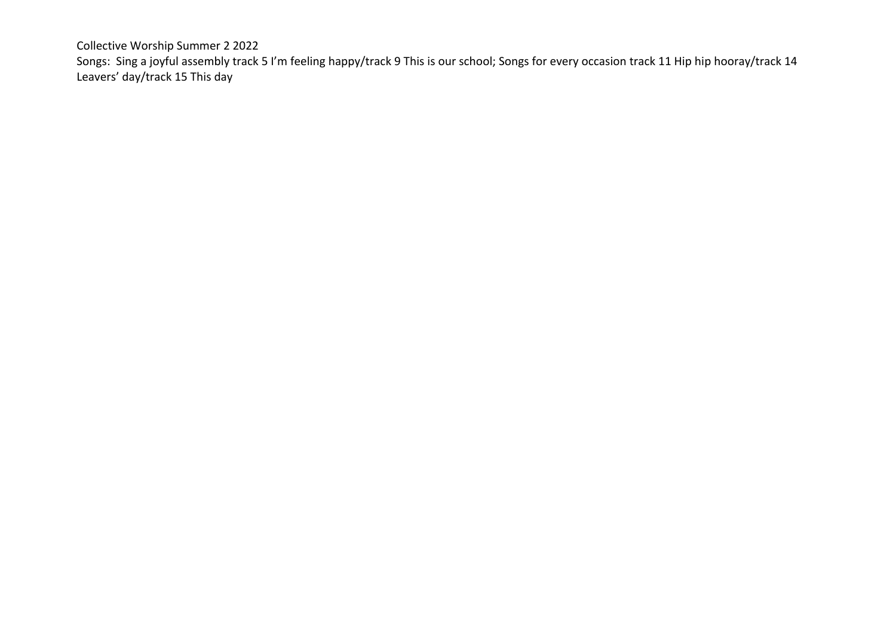Collective Worship Summer 2 2022

Songs: Sing a joyful assembly track 5 I'm feeling happy/track 9 This is our school; Songs for every occasion track 11 Hip hip hooray/track 14 Leavers' day/track 15 This day